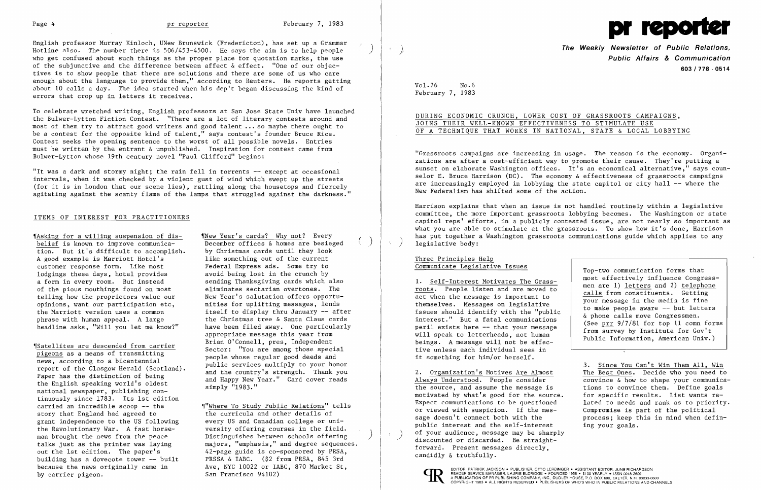English professor Murray Kinloch, UNew Brunswick (Fredericton), has set up a Grammar Hotline also. The number there is 506/453-4500. He says the aim is to help people who get confused about such things as the proper place for quotation marks, the use of the subjunctive and the difference between affect & effect. "One of our objectives is to show people that there are solutions and there are some of us who care enough about the language to provide them," according to Reuters. He reports getting about 10 calls a day. The idea started when his dep't began discussing the kind of errors that crop up in letters it receives.

To celebrate wretched writing, English professors at San Jose State Univ have launched the Bulwer-Lytton Fiction Contest. "There are a lot of literary contests around and most of them try to attract good writers and good talent ... so maybe there ought to be a contest for the opposite kind of talent," says contest's founder Bruce Rice. Contest seeks the opening sentence to the worst of all possible novels. Entries must be written by the entrant & unpublished. Inspiration for contest came from Bulwer-Lytton whose 19th century novel "Paul Clifford" begins:

"It was a dark and stormy night; the rain fell in torrents -- except at occasional intervals, when it was checked by a violent gust of wind which swept up the streets (for it is in London that our scene lies), rattling along the housetops and fiercely agitating against the scanty flame of the lamps that struggled against the darkness."

## ITEMS OF INTEREST FOR PRACTITIONERS

¶Asking for a willing suspension of disbelief is known to improve communication. But it's difficult to accomplish. A good example is Marriott Hotel's customer response form. Like most lodgings these days, hotel provides a form in every room. But instead of the pious mouthings found on most telling how the proprietors value our opinions, want our participation etc, the Marriott version uses a common phrase with human appeal. A large headline asks, "Will you let me know?"

¶Satellites are descended from carrier pigeons as a means of transmitting news, according to a bicentennial report of the Glasgow Herald (Scotland). Paper has the distinction of being the English speaking world's oldest national newspaper, publishing continuously since 1783. Its 1st edition carried an incredible scoop -- the story that England had agreed to grant independence to the US following the Revolutionary War. A fast horseman brought the news from the peace talks just as the printer was laying out the 1st edition. The paper's building has a dovecote tower -- built because the news originally came in by carrier pigeon.

¶New Year's cards? Why not? Every December offices & homes are besieged by Christmas cards until they look like something out of the current Federal Express ads. Some try to avoid being lost in the crunch by sending Thanksgiving cards which also eliminates sectarian overtones. The New Year's salutation offers opportunities for uplifting messages, lends itself to display thru January -- after the Christmas tree & Santa Claus cards have been filed away. One particularly appropriate message this year from Brian O'Connell, pres, Independent Sector: "You are among those special people whose regular good deeds and public services multiply to your honor and the country's strength. Thank you and Happy New Year." Card cover reads simply "1983."

¶"Where To Study Public Relations" tells the curricula and other details of every US and Canadian college or university offering courses in the field. Distinguishes between schools offering majors, "emphasis," and degree sequences. 42-page guide is co-sponsored by PRSA, PRSSA & IABC. ($2 from PRSA, 845 3rd Ave, NYC 10022 or IABC, 870 Market St, San Francisco 94102)

# pr reporter

**The Weekly Newsletter of Public Relations, Public Affairs & Communication**
**603/778-0514**

Vol.26 No.6
February 7, 1983

## DURING ECONOMIC CRUNCH, LOWER COST OF GRASSROOTS CAMPAIGNS, JOINS THEIR WELL-KNOWN EFFECTIVENESS TO STIMULATE USE OF A TECHNIQUE THAT WORKS IN NATIONAL, STATE & LOCAL LOBBYING

"Grassroots campaigns are increasing in usage. The reason is the economy. Organizations are after a cost-efficient way to promote their cause. They're putting a sunset on elaborate Washington offices. It's an economical alternative," says counselor E. Bruce Harrison (DC). The economy & effectiveness of grassroots campaigns are increasingly employed in lobbying the state capitol or city hall -- where the New Federalism has shifted some of the action.

Harrison explains that when an issue is not handled routinely within a legislative committee, the more important grassroots lobbying becomes. The Washington or state capitol reps' efforts, in a publicly contested issue, are not nearly so important as what you are able to stimulate at the grassroots. To show how it's done, Harrison has put together a Washington grassroots communications guide which applies to any legislative body:

### Three Principles Help Communicate Legislative Issues

1. Self-Interest Motivates The Grassroots. People listen and are moved to act when the message is important to themselves. Messages on legislative issues should identify with the "public interest." But a fatal communications peril exists here -- that your message will speak to letterheads, not human beings. A message will not be effective unless each individual sees in it something for him/her herself.

2. Organization's Motives Are Almost Always Understood. People consider the source, and assume the message is motivated by what's good for the source. Expect communications to be questioned or viewed with suspicion. If the message doesn't connect both with the public interest and the self-interest of your audience, message may be sharply discounted or discarded. Be straightforward. Present messages directly, candidly & truthfully.

> Top-two communication forms that most effectively influence Congressmen are 1) letters and 2) telephone calls from constituents. Getting your message in the media is fine to make people aware -- but letters & phone calls move Congressmen. (See prr 9/7/81 for top 11 comn forms from survey by Institute for Gov't Public Information, American Univ.)

3. Since You Can't Win Them All, Win The Best Ones. Decide who you need to convince & how to shape your communications to convince them. Define goals for specific results. List wants related to needs and rank as to priority. Compromise is part of the political process; keep this in mind when defining your goals.

EDITOR, PATRICK JACKSON • PUBLISHER, OTTO LERBINGER • ASSISTANT EDITOR, JUNE RICHARDSON
READER SERVICE MANAGER, LAURIE ELDRIDGE • FOUNDED 1958 • $100 YEARLY • ISSN 0048-2609
A PUBLICATION OF PR PUBLISHING COMPANY, INC., DUDLEY HOUSE, P.O. BOX 600, EXETER, N.H. 03833-0600
COPYRIGHT 1983 • ALL RIGHTS RESERVED • PUBLISHERS OF WHO'S WHO IN PUBLIC RELATIONS AND CHANNELS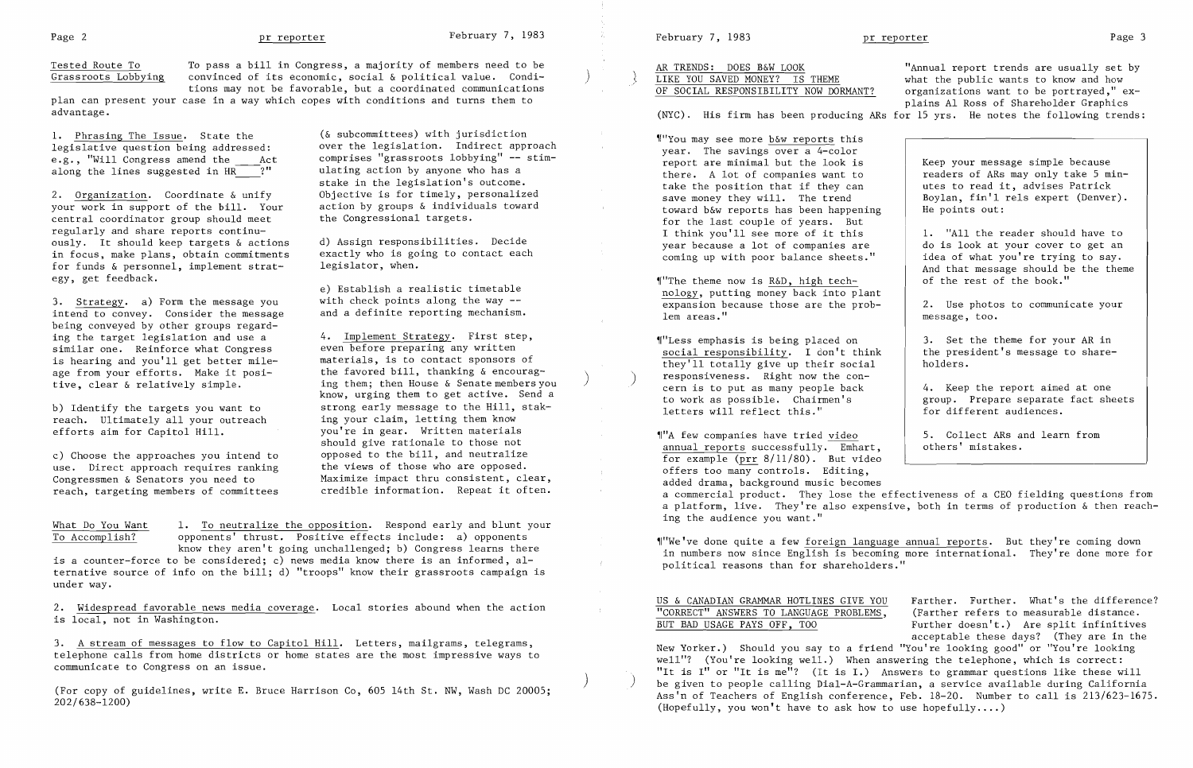## Tested Route To Grassroots Lobbying

To pass a bill in Congress, a majority of members need to be convinced of its economic, social & political value. Conditions may not be favorable, but a coordinated communications plan can present your case in a way which copes with conditions and turns them to advantage.

1. Phrasing The Issue. State the legislative question being addressed: e.g., "Will Congress amend the ___ Act along the lines suggested in HR___?"

2. Organization. Coordinate & unify your work in support of the bill. Your central coordinator group should meet regularly and share reports continuously. It should keep targets & actions in focus, make plans, obtain commitments for funds & personnel, implement strategy, get feedback.

3. Strategy. a) Form the message you intend to convey. Consider the message being conveyed by other groups regarding the target legislation and use a similar one. Reinforce what Congress is hearing and you'll get better mileage from your efforts. Make it positive, clear & relatively simple.

b) Identify the targets you want to reach. Ultimately all your outreach efforts aim for Capitol Hill.

c) Choose the approaches you intend to use. Direct approach requires ranking Congressmen & Senators you need to reach, targeting members of committees (& subcommittees) with jurisdiction over the legislation. Indirect approach comprises "grassroots lobbying" -- stimulating action by anyone who has a stake in the legislation's outcome. Objective is for timely, personalized action by groups & individuals toward the Congressional targets.

d) Assign responsibilities. Decide exactly who is going to contact each legislator, when.

e) Establish a realistic timetable with check points along the way -- and a definite reporting mechanism.

4. Implement Strategy. First step, even before preparing any written materials, is to contact sponsors of the favored bill, thanking & encouraging them; then House & Senate members you know, urging them to get active. Send a strong early message to the Hill, staking your claim, letting them know you're in gear. Written materials should give rationale to those not opposed to the bill, and neutralize the views of those who are opposed. Maximize impact thru consistent, clear, credible information. Repeat it often.

## What Do You Want To Accomplish?

1. To neutralize the opposition. Respond early and blunt your opponents' thrust. Positive effects include: a) opponents know they aren't going unchallenged; b) Congress learns there is a counter-force to be considered; c) news media know there is an informed, alternative source of info on the bill; d) "troops" know their grassroots campaign is under way.

2. Widespread favorable news media coverage. Local stories abound when the action is local, not in Washington.

3. A stream of messages to flow to Capitol Hill. Letters, mailgrams, telegrams, telephone calls from home districts or home states are the most impressive ways to communicate to Congress on an issue.

(For copy of guidelines, write E. Bruce Harrison Co, 605 14th St. NW, Wash DC 20005; 202/638-1200)

## AR Trends: Does B&W Look Like You Saved Money? Is Theme Of Social Responsibility Now Dormant?

"Annual report trends are usually set by what the public wants to know and how organizations want to be portrayed," explains Al Ross of Shareholder Graphics (NYC). His firm has been producing ARs for 15 yrs. He notes the following trends:

¶"You may see more b&w reports this year. The savings over a 4-color report are minimal but the look is there. A lot of companies want to take the position that if they can save money they will. The trend toward b&w reports has been happening for the last couple of years. But I think you'll see more of it this year because a lot of companies are coming up with poor balance sheets."

¶"The theme now is R&D, high technology, putting money back into plant expansion because those are the problem areas."

¶"Less emphasis is being placed on social responsibility. I don't think they'll totally give up their social responsiveness. Right now the concern is to put as many people back to work as possible. Chairmen's letters will reflect this."

¶"A few companies have tried video annual reports successfully. Emhart, for example (prr 8/11/80). But video offers too many controls. Editing, added drama, background music becomes a commercial product. They lose the effectiveness of a CEO fielding questions from a platform, live. They're also expensive, both in terms of production & then reaching the audience you want."

¶"We've done quite a few foreign language annual reports. But they're coming down in numbers now since English is becoming more international. They're done more for political reasons than for shareholders."

> Keep your message simple because readers of ARs may only take 5 minutes to read it, advises Patrick Boylan, fin'l rels expert (Denver). He points out:
>
> 1. "All the reader should have to do is look at your cover to get an idea of what you're trying to say. And that message should be the theme of the rest of the book."
>
> 2. Use photos to communicate your message, too.
>
> 3. Set the theme for your AR in the president's message to shareholders.
>
> 4. Keep the report aimed at one group. Prepare separate fact sheets for different audiences.
>
> 5. Collect ARs and learn from others' mistakes.

## US & Canadian Grammar Hotlines Give You "Correct" Answers To Language Problems, But Bad Usage Pays Off, Too

Farther. Further. What's the difference? (Farther refers to measurable distance. Further doesn't.) Are split infinitives acceptable these days? (They are in the New Yorker.) Should you say to a friend "You're looking good" or "You're looking well"? (You're looking well.) When answering the telephone, which is correct: "It is I" or "It is me"? (It is I.) Answers to grammar questions like these will be given to people calling Dial-A-Grammarian, a service available during California Ass'n of Teachers of English conference, Feb. 18-20. Number to call is 213/623-1675. (Hopefully, you won't have to ask how to use hopefully....)